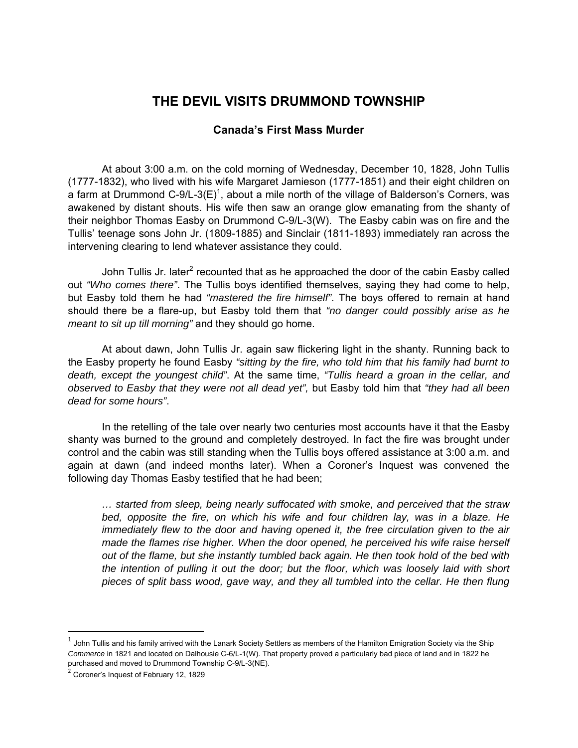# THE DEVIL VISITS DRUMMOND TOWNSHIP

## Canada's First Mass Murder

At about 3:00 a.m. on the cold morning of Wednesday, December 10, 1828, John Tullis (1777-1832), who lived with his wife Margaret Jamieson (1777-1851) and their eight children on a farm at Drummond C-9/L-3(E)[1], about a mile north of the village of Balderson's Corners, was awakened by distant shouts. His wife then saw an orange glow emanating from the shanty of their neighbor Thomas Easby on Drummond C-9/L-3(W). The Easby cabin was on fire and the Tullis' teenage sons John Jr. (1809-1885) and Sinclair (1811-1893) immediately ran across the intervening clearing to lend whatever assistance they could.

John Tullis Jr. later[2] recounted that as he approached the door of the cabin Easby called out *"Who comes there"*. The Tullis boys identified themselves, saying they had come to help, but Easby told them he had *"mastered the fire himself"*. The boys offered to remain at hand should there be a flare-up, but Easby told them that *"no danger could possibly arise as he meant to sit up till morning"* and they should go home.

At about dawn, John Tullis Jr. again saw flickering light in the shanty. Running back to the Easby property he found Easby *"sitting by the fire, who told him that his family had burnt to death, except the youngest child"*. At the same time, *"Tullis heard a groan in the cellar, and observed to Easby that they were not all dead yet",* but Easby told him that *"they had all been dead for some hours"*.

In the retelling of the tale over nearly two centuries most accounts have it that the Easby shanty was burned to the ground and completely destroyed. In fact the fire was brought under control and the cabin was still standing when the Tullis boys offered assistance at 3:00 a.m. and again at dawn (and indeed months later). When a Coroner's Inquest was convened the following day Thomas Easby testified that he had been;

> *… started from sleep, being nearly suffocated with smoke, and perceived that the straw bed, opposite the fire, on which his wife and four children lay, was in a blaze. He immediately flew to the door and having opened it, the free circulation given to the air made the flames rise higher. When the door opened, he perceived his wife raise herself out of the flame, but she instantly tumbled back again. He then took hold of the bed with the intention of pulling it out the door; but the floor, which was loosely laid with short pieces of split bass wood, gave way, and they all tumbled into the cellar. He then flung*

---

[1] John Tullis and his family arrived with the Lanark Society Settlers as members of the Hamilton Emigration Society via the Ship *Commerce* in 1821 and located on Dalhousie C-6/L-1(W). That property proved a particularly bad piece of land and in 1822 he purchased and moved to Drummond Township C-9/L-3(NE).

[2] Coroner's Inquest of February 12, 1829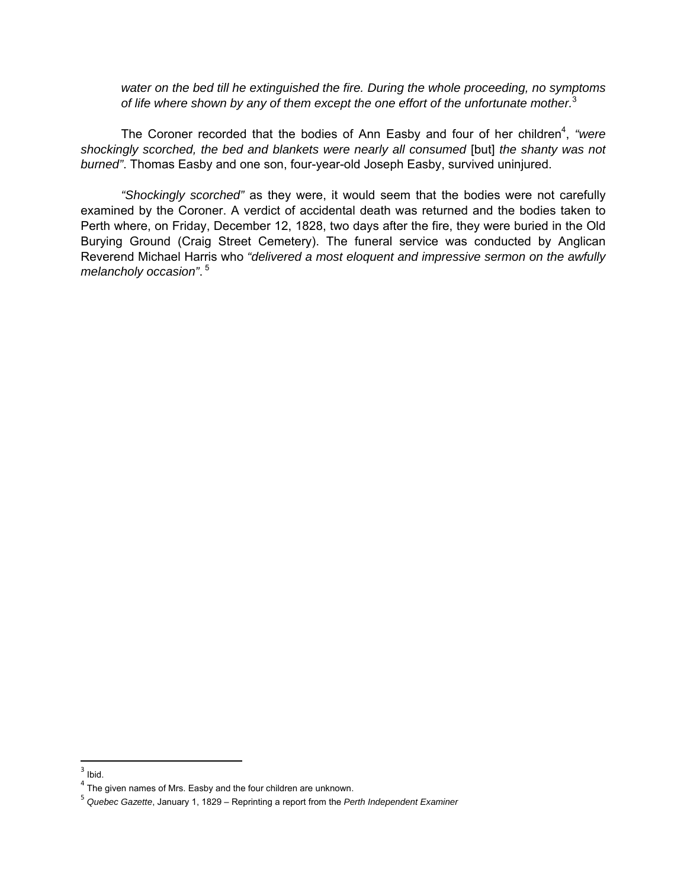*water on the bed till he extinguished the fire. During the whole proceeding, no symptoms of life where shown by any of them except the one effort of the unfortunate mother.*[3]

The Coroner recorded that the bodies of Ann Easby and four of her children[4], *"were shockingly scorched, the bed and blankets were nearly all consumed* [but] *the shanty was not burned"*. Thomas Easby and one son, four-year-old Joseph Easby, survived uninjured.

*"Shockingly scorched"* as they were, it would seem that the bodies were not carefully examined by the Coroner. A verdict of accidental death was returned and the bodies taken to Perth where, on Friday, December 12, 1828, two days after the fire, they were buried in the Old Burying Ground (Craig Street Cemetery). The funeral service was conducted by Anglican Reverend Michael Harris who *"delivered a most eloquent and impressive sermon on the awfully melancholy occasion"*. [5]

---

[3] Ibid.

[4] The given names of Mrs. Easby and the four children are unknown.

[5] *Quebec Gazette*, January 1, 1829 – Reprinting a report from the *Perth Independent Examiner*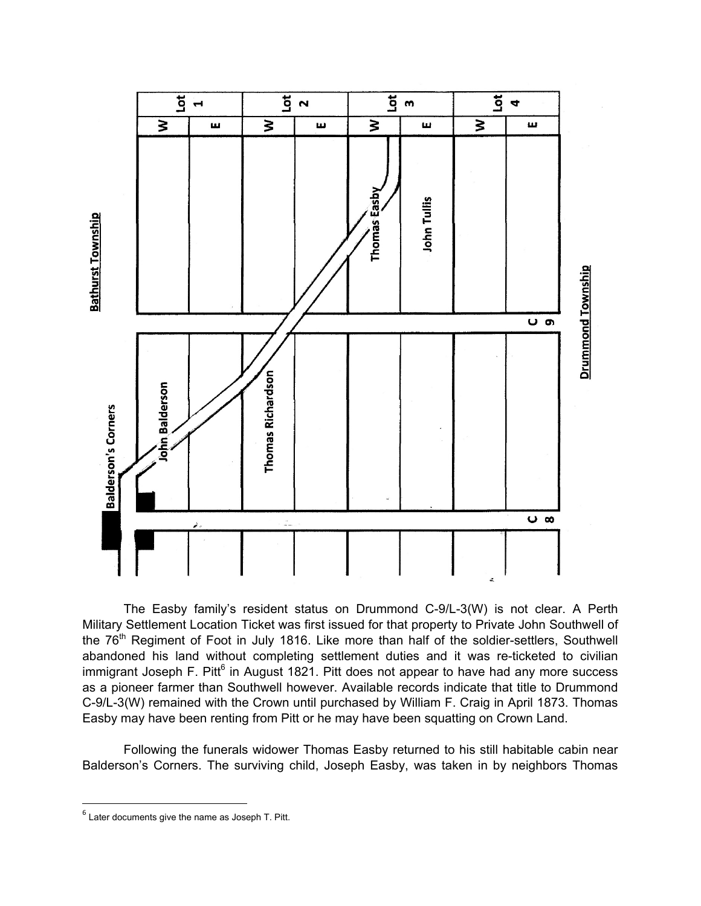The Easby family's resident status on Drummond C-9/L-3(W) is not clear. A Perth Military Settlement Location Ticket was first issued for that property to Private John Southwell of the 76th Regiment of Foot in July 1816. Like more than half of the soldier-settlers, Southwell abandoned his land without completing settlement duties and it was re-ticketed to civilian immigrant Joseph F. Pitt[6] in August 1821. Pitt does not appear to have had any more success as a pioneer farmer than Southwell however. Available records indicate that title to Drummond C-9/L-3(W) remained with the Crown until purchased by William F. Craig in April 1873. Thomas Easby may have been renting from Pitt or he may have been squatting on Crown Land.

Following the funerals widower Thomas Easby returned to his still habitable cabin near Balderson's Corners. The surviving child, Joseph Easby, was taken in by neighbors Thomas

---

[6] Later documents give the name as Joseph T. Pitt.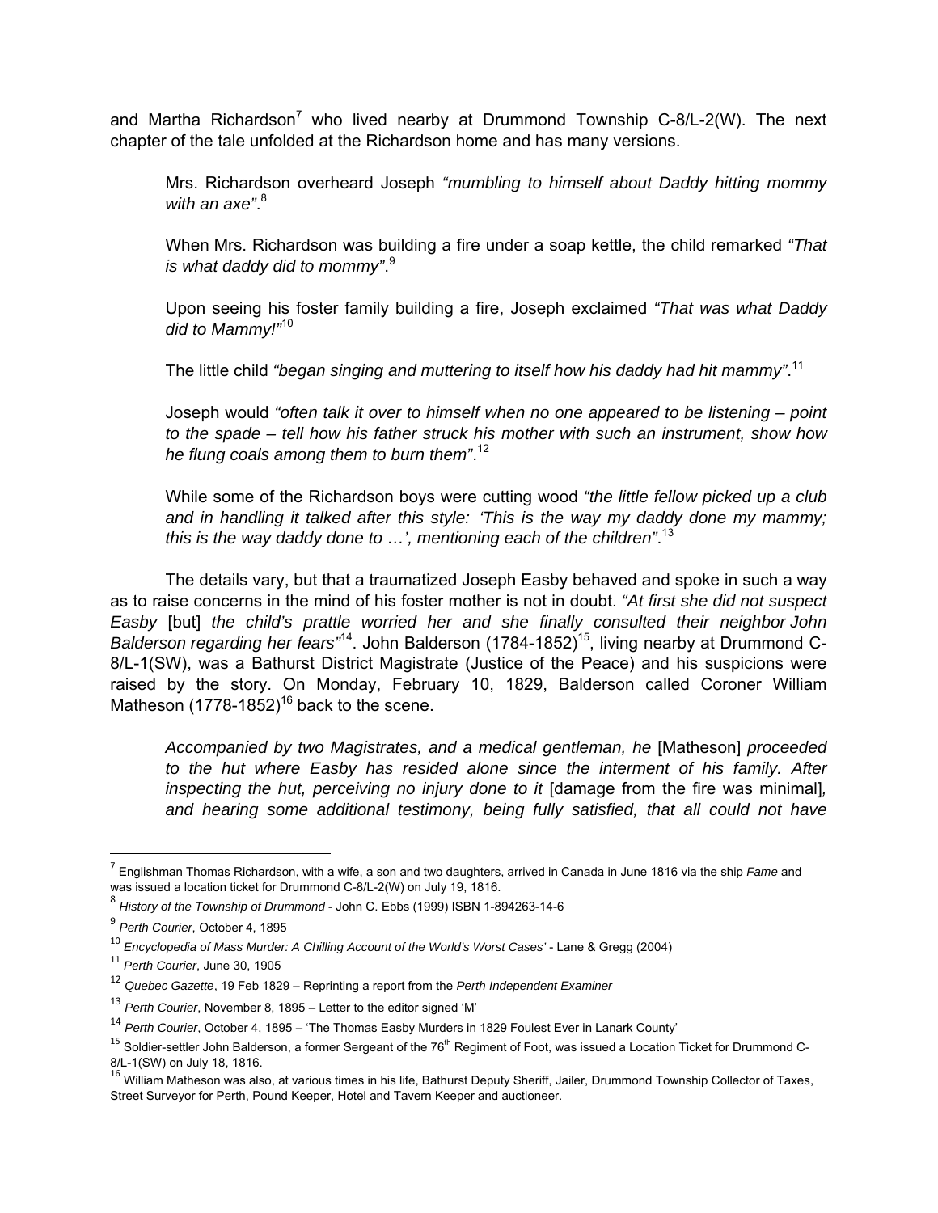and Martha Richardson[7] who lived nearby at Drummond Township C-8/L-2(W). The next chapter of the tale unfolded at the Richardson home and has many versions.

> Mrs. Richardson overheard Joseph *"mumbling to himself about Daddy hitting mommy with an axe"*.[8]
>
> When Mrs. Richardson was building a fire under a soap kettle, the child remarked *"That is what daddy did to mommy"*.[9]
>
> Upon seeing his foster family building a fire, Joseph exclaimed *"That was what Daddy did to Mammy!"*[10]
>
> The little child *"began singing and muttering to itself how his daddy had hit mammy"*.[11]
>
> Joseph would *"often talk it over to himself when no one appeared to be listening – point to the spade – tell how his father struck his mother with such an instrument, show how he flung coals among them to burn them"*.[12]
>
> While some of the Richardson boys were cutting wood *"the little fellow picked up a club and in handling it talked after this style: 'This is the way my daddy done my mammy; this is the way daddy done to …', mentioning each of the children"*.[13]

The details vary, but that a traumatized Joseph Easby behaved and spoke in such a way as to raise concerns in the mind of his foster mother is not in doubt. *"At first she did not suspect Easby* [but] *the child's prattle worried her and she finally consulted their neighbor John Balderson regarding her fears"*[14]. John Balderson (1784-1852)[15], living nearby at Drummond C-8/L-1(SW), was a Bathurst District Magistrate (Justice of the Peace) and his suspicions were raised by the story. On Monday, February 10, 1829, Balderson called Coroner William Matheson (1778-1852)[16] back to the scene.

> *Accompanied by two Magistrates, and a medical gentleman, he* [Matheson] *proceeded to the hut where Easby has resided alone since the interment of his family. After inspecting the hut, perceiving no injury done to it* [damage from the fire was minimal]*, and hearing some additional testimony, being fully satisfied, that all could not have*

---

[7] Englishman Thomas Richardson, with a wife, a son and two daughters, arrived in Canada in June 1816 via the ship *Fame* and was issued a location ticket for Drummond C-8/L-2(W) on July 19, 1816.

[8] *History of the Township of Drummond* - John C. Ebbs (1999) ISBN 1-894263-14-6

[9] *Perth Courier*, October 4, 1895

[10] *Encyclopedia of Mass Murder: A Chilling Account of the World's Worst Cases'* - Lane & Gregg (2004)

[11] *Perth Courier*, June 30, 1905

[12] *Quebec Gazette*, 19 Feb 1829 – Reprinting a report from the *Perth Independent Examiner*

[13] *Perth Courier*, November 8, 1895 – Letter to the editor signed 'M'

[14] *Perth Courier*, October 4, 1895 – 'The Thomas Easby Murders in 1829 Foulest Ever in Lanark County'

[15] Soldier-settler John Balderson, a former Sergeant of the 76th Regiment of Foot, was issued a Location Ticket for Drummond C-8/L-1(SW) on July 18, 1816.

[16] William Matheson was also, at various times in his life, Bathurst Deputy Sheriff, Jailer, Drummond Township Collector of Taxes, Street Surveyor for Perth, Pound Keeper, Hotel and Tavern Keeper and auctioneer.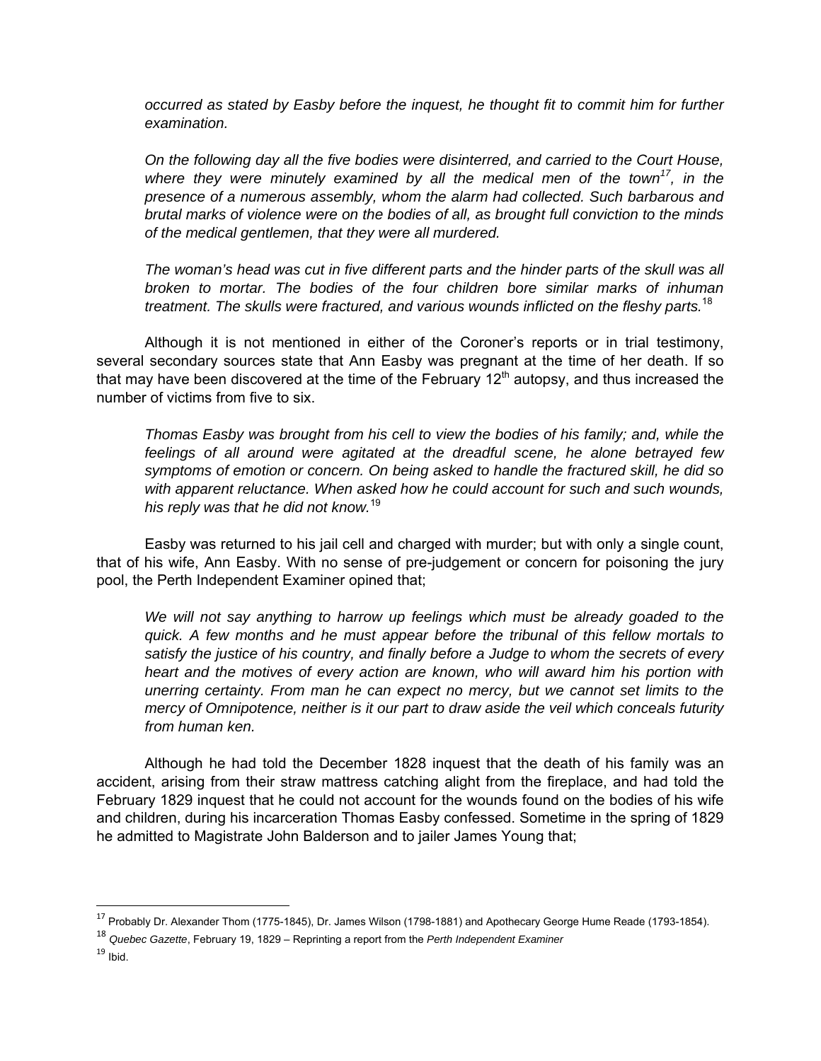*occurred as stated by Easby before the inquest, he thought fit to commit him for further examination.*

*On the following day all the five bodies were disinterred, and carried to the Court House, where they were minutely examined by all the medical men of the town*[17]*, in the presence of a numerous assembly, whom the alarm had collected. Such barbarous and brutal marks of violence were on the bodies of all, as brought full conviction to the minds of the medical gentlemen, that they were all murdered.*

*The woman's head was cut in five different parts and the hinder parts of the skull was all broken to mortar. The bodies of the four children bore similar marks of inhuman treatment. The skulls were fractured, and various wounds inflicted on the fleshy parts.*[18]

Although it is not mentioned in either of the Coroner's reports or in trial testimony, several secondary sources state that Ann Easby was pregnant at the time of her death. If so that may have been discovered at the time of the February 12th autopsy, and thus increased the number of victims from five to six.

*Thomas Easby was brought from his cell to view the bodies of his family; and, while the feelings of all around were agitated at the dreadful scene, he alone betrayed few symptoms of emotion or concern. On being asked to handle the fractured skill, he did so with apparent reluctance. When asked how he could account for such and such wounds, his reply was that he did not know.*[19]

Easby was returned to his jail cell and charged with murder; but with only a single count, that of his wife, Ann Easby. With no sense of pre-judgement or concern for poisoning the jury pool, the Perth Independent Examiner opined that;

*We will not say anything to harrow up feelings which must be already goaded to the quick. A few months and he must appear before the tribunal of this fellow mortals to satisfy the justice of his country, and finally before a Judge to whom the secrets of every heart and the motives of every action are known, who will award him his portion with unerring certainty. From man he can expect no mercy, but we cannot set limits to the mercy of Omnipotence, neither is it our part to draw aside the veil which conceals futurity from human ken.*

Although he had told the December 1828 inquest that the death of his family was an accident, arising from their straw mattress catching alight from the fireplace, and had told the February 1829 inquest that he could not account for the wounds found on the bodies of his wife and children, during his incarceration Thomas Easby confessed. Sometime in the spring of 1829 he admitted to Magistrate John Balderson and to jailer James Young that;

---

[17] Probably Dr. Alexander Thom (1775-1845), Dr. James Wilson (1798-1881) and Apothecary George Hume Reade (1793-1854).

[18] *Quebec Gazette*, February 19, 1829 – Reprinting a report from the *Perth Independent Examiner*

[19] Ibid.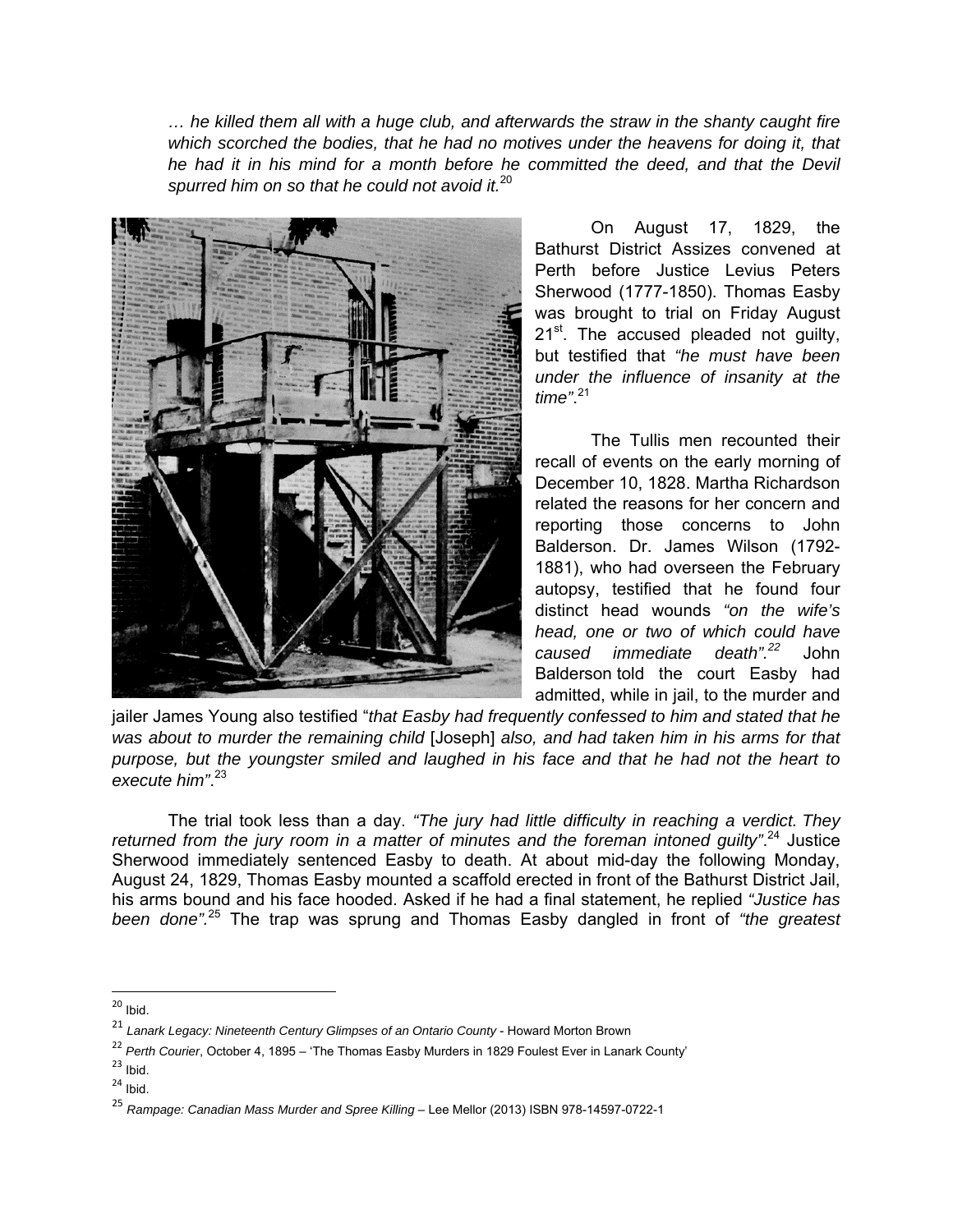*… he killed them all with a huge club, and afterwards the straw in the shanty caught fire which scorched the bodies, that he had no motives under the heavens for doing it, that he had it in his mind for a month before he committed the deed, and that the Devil spurred him on so that he could not avoid it.*[20]

On August 17, 1829, the Bathurst District Assizes convened at Perth before Justice Levius Peters Sherwood (1777-1850). Thomas Easby was brought to trial on Friday August 21st. The accused pleaded not guilty, but testified that *"he must have been under the influence of insanity at the time"*.[21]

The Tullis men recounted their recall of events on the early morning of December 10, 1828. Martha Richardson related the reasons for her concern and reporting those concerns to John Balderson. Dr. James Wilson (1792-1881), who had overseen the February autopsy, testified that he found four distinct head wounds *"on the wife's head, one or two of which could have caused immediate death"*.[22] John Balderson told the court Easby had admitted, while in jail, to the murder and jailer James Young also testified "*that Easby had frequently confessed to him and stated that he was about to murder the remaining child* [Joseph] *also, and had taken him in his arms for that purpose, but the youngster smiled and laughed in his face and that he had not the heart to execute him"*.[23]

The trial took less than a day. *"The jury had little difficulty in reaching a verdict. They returned from the jury room in a matter of minutes and the foreman intoned guilty"*.[24] Justice Sherwood immediately sentenced Easby to death. At about mid-day the following Monday, August 24, 1829, Thomas Easby mounted a scaffold erected in front of the Bathurst District Jail, his arms bound and his face hooded. Asked if he had a final statement, he replied *"Justice has been done".*[25] The trap was sprung and Thomas Easby dangled in front of *"the greatest*

---

[20] Ibid.

[21] *Lanark Legacy: Nineteenth Century Glimpses of an Ontario County* - Howard Morton Brown

[22] *Perth Courier*, October 4, 1895 – 'The Thomas Easby Murders in 1829 Foulest Ever in Lanark County'

[23] Ibid.

[24] Ibid.

[25] *Rampage: Canadian Mass Murder and Spree Killing* – Lee Mellor (2013) ISBN 978-14597-0722-1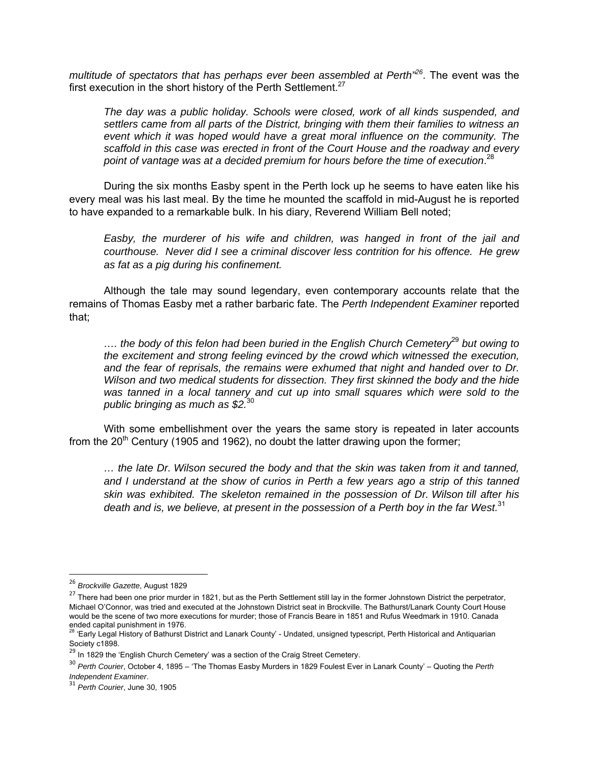*multitude of spectators that has perhaps ever been assembled at Perth"*[26]. The event was the first execution in the short history of the Perth Settlement.[27]

> *The day was a public holiday. Schools were closed, work of all kinds suspended, and settlers came from all parts of the District, bringing with them their families to witness an event which it was hoped would have a great moral influence on the community. The scaffold in this case was erected in front of the Court House and the roadway and every point of vantage was at a decided premium for hours before the time of execution*.[28]

During the six months Easby spent in the Perth lock up he seems to have eaten like his every meal was his last meal. By the time he mounted the scaffold in mid-August he is reported to have expanded to a remarkable bulk. In his diary, Reverend William Bell noted;

> *Easby, the murderer of his wife and children, was hanged in front of the jail and courthouse. Never did I see a criminal discover less contrition for his offence. He grew as fat as a pig during his confinement.*

Although the tale may sound legendary, even contemporary accounts relate that the remains of Thomas Easby met a rather barbaric fate. The *Perth Independent Examiner* reported that;

> *…. the body of this felon had been buried in the English Church Cemetery*[29] *but owing to the excitement and strong feeling evinced by the crowd which witnessed the execution, and the fear of reprisals, the remains were exhumed that night and handed over to Dr. Wilson and two medical students for dissection. They first skinned the body and the hide was tanned in a local tannery and cut up into small squares which were sold to the public bringing as much as $2.*[30]

With some embellishment over the years the same story is repeated in later accounts from the 20th Century (1905 and 1962), no doubt the latter drawing upon the former;

> *… the late Dr. Wilson secured the body and that the skin was taken from it and tanned, and I understand at the show of curios in Perth a few years ago a strip of this tanned skin was exhibited. The skeleton remained in the possession of Dr. Wilson till after his death and is, we believe, at present in the possession of a Perth boy in the far West.*[31]

---

[26] *Brockville Gazette*, August 1829

[27] There had been one prior murder in 1821, but as the Perth Settlement still lay in the former Johnstown District the perpetrator, Michael O'Connor, was tried and executed at the Johnstown District seat in Brockville. The Bathurst/Lanark County Court House would be the scene of two more executions for murder; those of Francis Beare in 1851 and Rufus Weedmark in 1910. Canada ended capital punishment in 1976.

[28] 'Early Legal History of Bathurst District and Lanark County' - Undated, unsigned typescript, Perth Historical and Antiquarian Society c1898.

[29] In 1829 the 'English Church Cemetery' was a section of the Craig Street Cemetery.

[30] *Perth Courier*, October 4, 1895 – 'The Thomas Easby Murders in 1829 Foulest Ever in Lanark County' – Quoting the *Perth Independent Examiner*.

[31] *Perth Courier*, June 30, 1905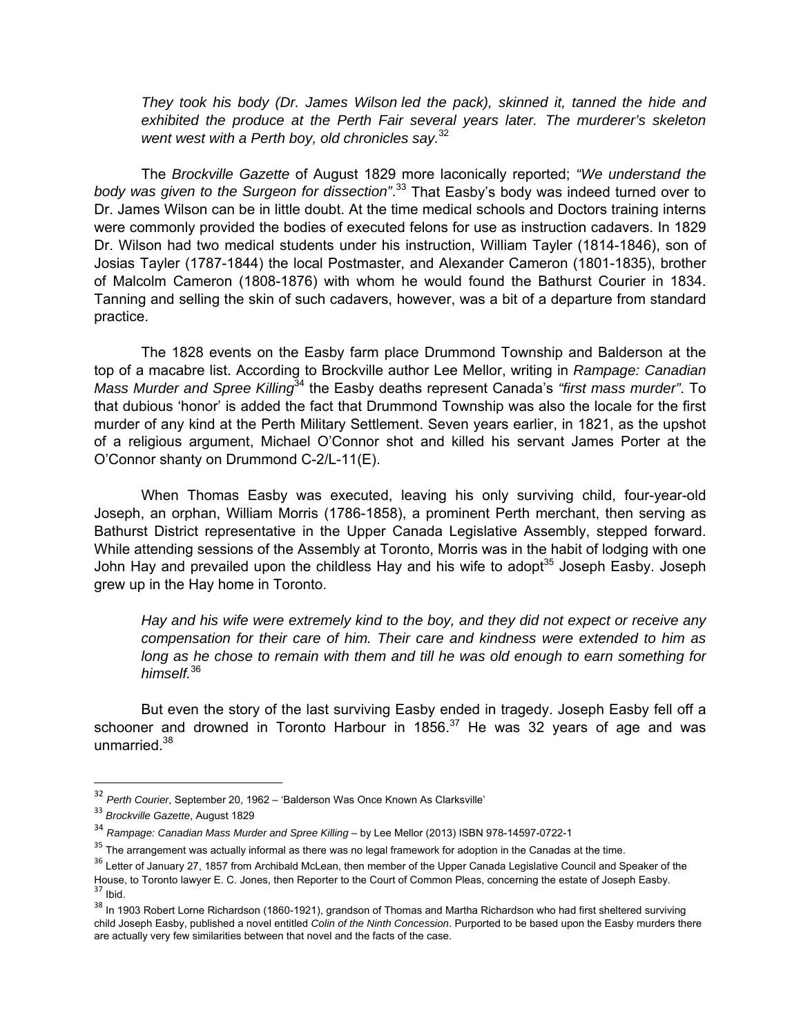> *They took his body (Dr. James Wilson led the pack), skinned it, tanned the hide and exhibited the produce at the Perth Fair several years later. The murderer's skeleton went west with a Perth boy, old chronicles say.*[32]

The *Brockville Gazette* of August 1829 more laconically reported; *"We understand the body was given to the Surgeon for dissection"*.[33] That Easby's body was indeed turned over to Dr. James Wilson can be in little doubt. At the time medical schools and Doctors training interns were commonly provided the bodies of executed felons for use as instruction cadavers. In 1829 Dr. Wilson had two medical students under his instruction, William Tayler (1814-1846), son of Josias Tayler (1787-1844) the local Postmaster, and Alexander Cameron (1801-1835), brother of Malcolm Cameron (1808-1876) with whom he would found the Bathurst Courier in 1834. Tanning and selling the skin of such cadavers, however, was a bit of a departure from standard practice.

The 1828 events on the Easby farm place Drummond Township and Balderson at the top of a macabre list. According to Brockville author Lee Mellor, writing in *Rampage: Canadian Mass Murder and Spree Killing*[34] the Easby deaths represent Canada's *"first mass murder"*. To that dubious 'honor' is added the fact that Drummond Township was also the locale for the first murder of any kind at the Perth Military Settlement. Seven years earlier, in 1821, as the upshot of a religious argument, Michael O'Connor shot and killed his servant James Porter at the O'Connor shanty on Drummond C-2/L-11(E).

When Thomas Easby was executed, leaving his only surviving child, four-year-old Joseph, an orphan, William Morris (1786-1858), a prominent Perth merchant, then serving as Bathurst District representative in the Upper Canada Legislative Assembly, stepped forward. While attending sessions of the Assembly at Toronto, Morris was in the habit of lodging with one John Hay and prevailed upon the childless Hay and his wife to adopt[35] Joseph Easby. Joseph grew up in the Hay home in Toronto.

> *Hay and his wife were extremely kind to the boy, and they did not expect or receive any compensation for their care of him. Their care and kindness were extended to him as long as he chose to remain with them and till he was old enough to earn something for himself.*[36]

But even the story of the last surviving Easby ended in tragedy. Joseph Easby fell off a schooner and drowned in Toronto Harbour in 1856.[37] He was 32 years of age and was unmarried.[38]

---

[32] *Perth Courier*, September 20, 1962 – 'Balderson Was Once Known As Clarksville'

[33] *Brockville Gazette*, August 1829

[34] *Rampage: Canadian Mass Murder and Spree Killing* – by Lee Mellor (2013) ISBN 978-14597-0722-1

[35] The arrangement was actually informal as there was no legal framework for adoption in the Canadas at the time.

[36] Letter of January 27, 1857 from Archibald McLean, then member of the Upper Canada Legislative Council and Speaker of the House, to Toronto lawyer E. C. Jones, then Reporter to the Court of Common Pleas, concerning the estate of Joseph Easby.

[37] Ibid.

[38] In 1903 Robert Lorne Richardson (1860-1921), grandson of Thomas and Martha Richardson who had first sheltered surviving child Joseph Easby, published a novel entitled *Colin of the Ninth Concession*. Purported to be based upon the Easby murders there are actually very few similarities between that novel and the facts of the case.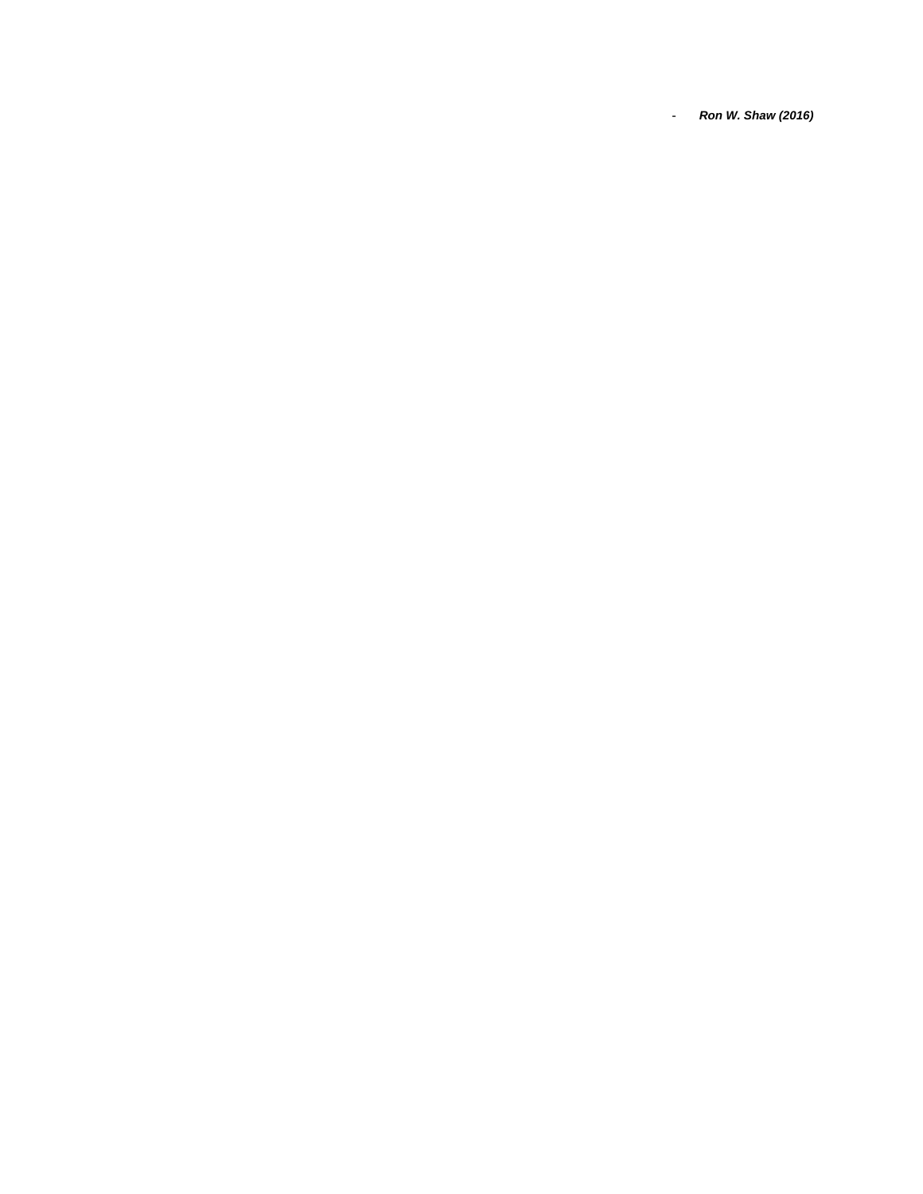- ***Ron W. Shaw (2016)***